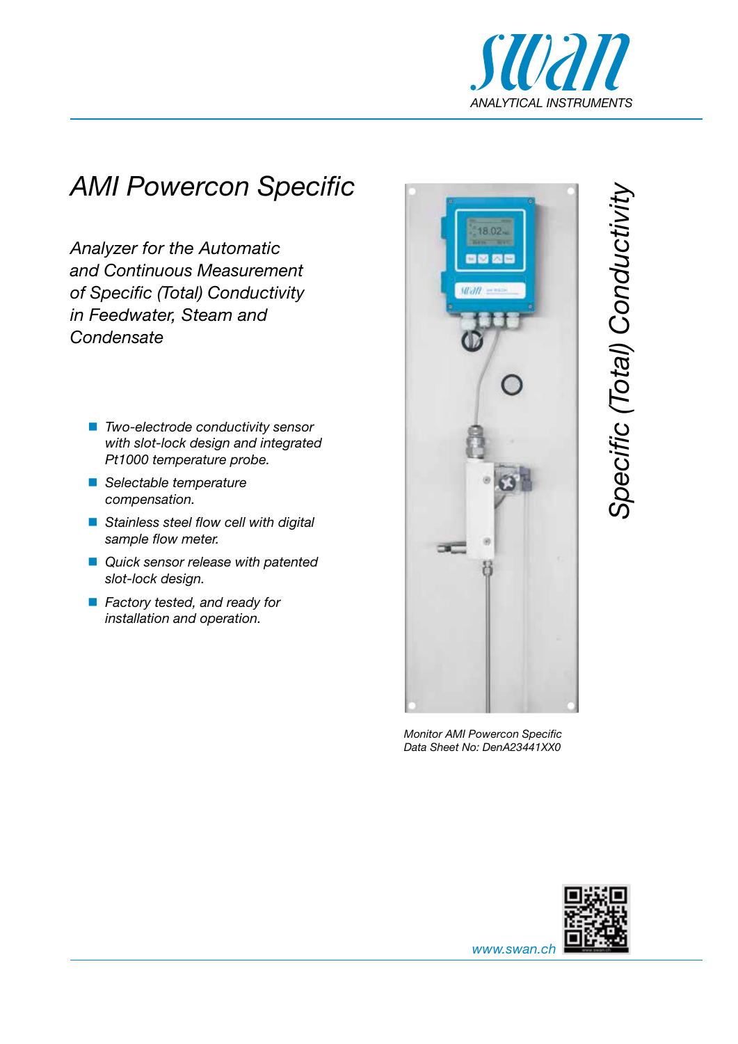# AMI Powercon Specific

*Analyzer for the Automatic and Continuous Measurement of Specific (Total) Conductivity in Feedwater, Steam and Condensate*

- *Two-electrode conductivity sensor with slot-lock design and integrated Pt1000 temperature probe.*
- *Selectable temperature compensation.*
- *Stainless steel flow cell with digital sample flow meter.*
- *Quick sensor release with patented slot-lock design.*
- *Factory tested, and ready for installation and operation.*

*Monitor AMI Powercon Specific*
*Data Sheet No: DenA23441XX0*

*Specific (Total) Conductivity*

*www.swan.ch*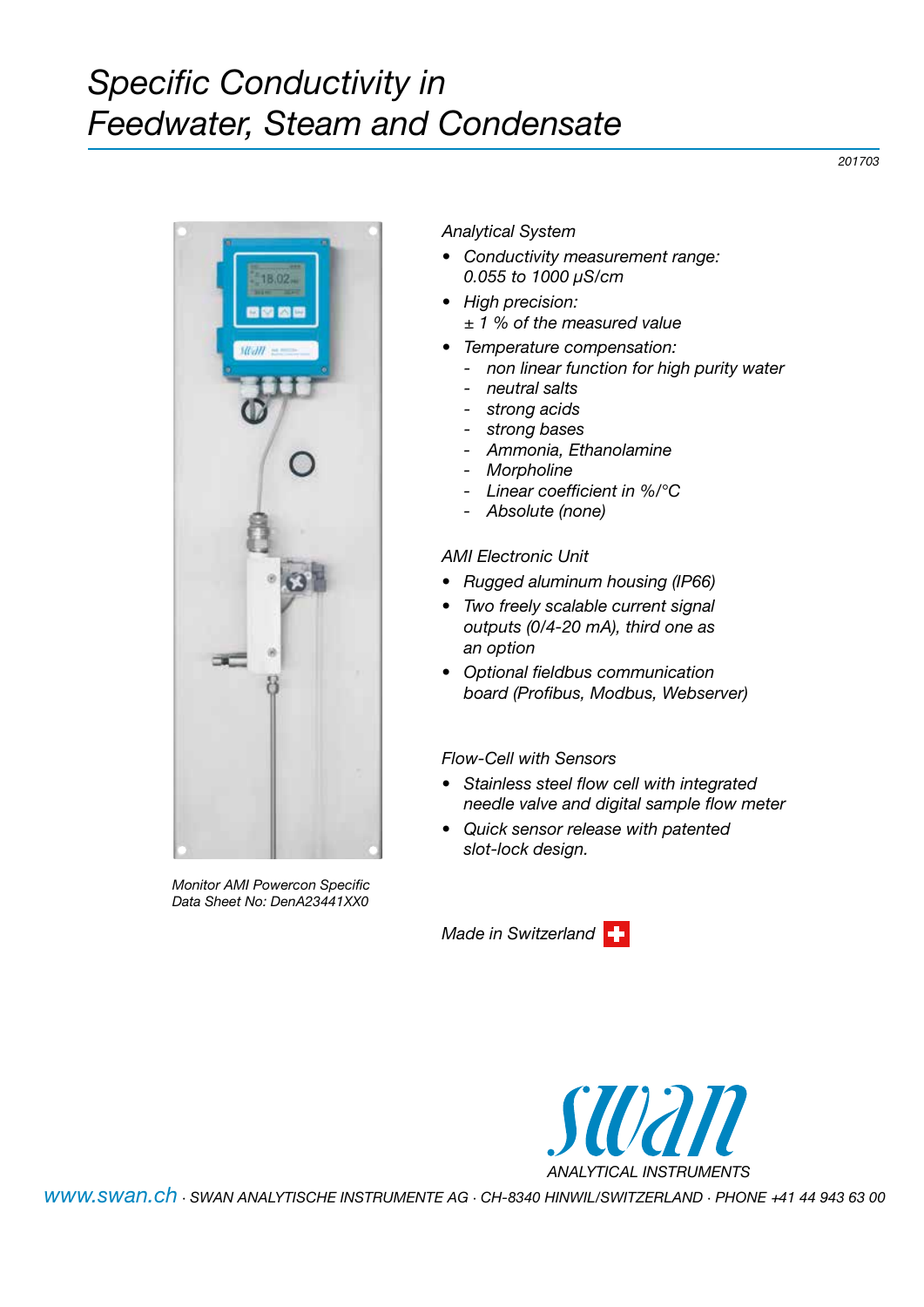# Specific Conductivity in Feedwater, Steam and Condensate

201703

Monitor AMI Powercon Specific
Data Sheet No: DenA23441XX0

*Analytical System*

- *Conductivity measurement range: 0.055 to 1000 µS/cm*
- *High precision: ± 1 % of the measured value*
- *Temperature compensation:*
  - *non linear function for high purity water*
  - *neutral salts*
  - *strong acids*
  - *strong bases*
  - *Ammonia, Ethanolamine*
  - *Morpholine*
  - *Linear coefficient in %/°C*
  - *Absolute (none)*

*AMI Electronic Unit*

- *Rugged aluminum housing (IP66)*
- *Two freely scalable current signal outputs (0/4-20 mA), third one as an option*
- *Optional fieldbus communication board (Profibus, Modbus, Webserver)*

*Flow-Cell with Sensors*

- *Stainless steel flow cell with integrated needle valve and digital sample flow meter*
- *Quick sensor release with patented slot-lock design.*

*Made in Switzerland*

swan
ANALYTICAL INSTRUMENTS

www.swan.ch · SWAN ANALYTISCHE INSTRUMENTE AG · CH-8340 HINWIL/SWITZERLAND · PHONE +41 44 943 63 00